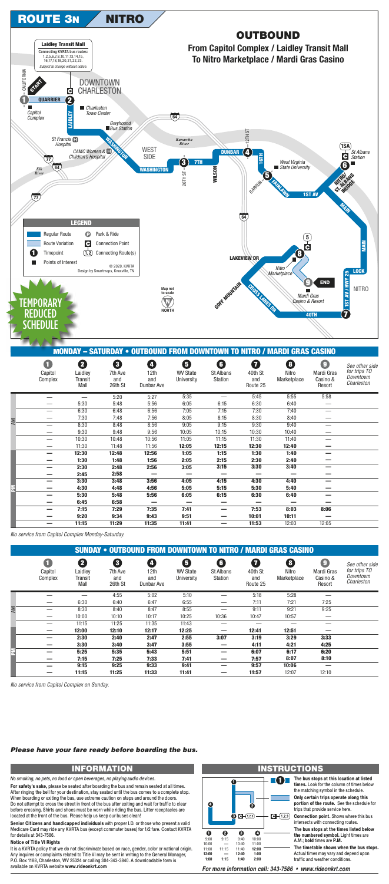# ROUTE 3N NITRO

## OUTBOUND

### From Capitol Complex / Laidley Transit Mall To Nitro Marketplace / Mardi Gras Casino

**Laidley Transit Mall**
Connecting KVRTA bus routes: 1,2,5,6,7,8,10,11,13,14,15,16,17,18,19,20,21,22,23.
*Subject to change without notice.*

TEMPORARY REDUCED SCHEDULE

**LEGEND**

- Regular Route
- Route Variation
- Timepoint
- Points of Interest
- Park & Ride
- Connection Point
- Connecting Route(s)

© 2020, KVRTA
Design by Smartmaps, Knoxville, TN

Map not to scale

## MONDAY – SATURDAY • OUTBOUND FROM DOWNTOWN TO NITRO / MARDI GRAS CASINO

| | 1 Capitol Complex | 2 Laidley Transit Mall | 3 7th Ave and 26th St | 4 12th and Dunbar Ave | 5 WV State University | 6 St Albans Station | 7 40th St and Route 25 | 8 Nitro Marketplace | 9 Mardi Gras Casino & Resort | See other side for trips TO Downtown Charleston |
|---|---|---|---|---|---|---|---|---|---|---|
| AM | — | | 5:20 | 5:27 | 5:35 | — | 5:45 | 5:55 | 5:58 | |
| | — | 5:30 | 5:48 | 5:56 | 6:05 | 6:15 | 6:30 | 6:40 | — | |
| | — | 6:30 | 6:48 | 6:56 | 7:05 | 7:15 | 7:30 | 7:40 | — | |
| | — | 7:30 | 7:48 | 7:56 | 8:05 | 8:15 | 8:30 | 8:40 | — | |
| | — | 8:30 | 8:48 | 8:56 | 9:05 | 9:15 | 9:30 | 9:40 | — | |
| | — | 9:30 | 9:48 | 9:56 | 10:05 | 10:15 | 10:30 | 10:40 | — | |
| | — | 10:30 | 10:48 | 10:56 | 11:05 | 11:15 | 11:30 | 11:40 | — | |
| | — | 11:30 | 11:48 | 11:56 | **12:05** | **12:15** | **12:30** | **12:40** | — | |
| PM | — | **12:30** | **12:48** | **12:56** | **1:05** | **1:15** | **1:30** | **1:40** | — | |
| | — | **1:30** | **1:48** | **1:56** | **2:05** | **2:15** | **2:30** | **2:40** | — | |
| | — | **2:30** | **2:48** | **2:56** | **3:05** | **3:15** | **3:30** | **3:40** | — | |
| | — | **2:45** | **2:58** | — | — | — | — | — | — | |
| | — | **3:30** | **3:48** | **3:56** | **4:05** | **4:15** | **4:30** | **4:40** | — | |
| | — | **4:30** | **4:48** | **4:56** | **5:05** | **5:15** | **5:30** | **5:40** | — | |
| | — | **5:30** | **5:48** | **5:56** | **6:05** | **6:15** | **6:30** | **6:40** | — | |
| | — | **6:45** | **6:58** | — | — | — | — | — | — | |
| | — | **7:15** | **7:29** | **7:35** | **7:41** | — | **7:53** | **8:03** | **8:06** | |
| | — | **9:20** | **9:34** | **9:43** | **9:51** | — | **10:01** | **10:11** | — | |
| | — | **11:15** | **11:29** | **11:35** | **11:41** | — | **11:53** | 12:03 | 12:05 | |

*No service from Capitol Complex Monday-Saturday.*

## SUNDAY • OUTBOUND FROM DOWNTOWN TO NITRO / MARDI GRAS CASINO

| | 1 Capitol Complex | 2 Laidley Transit Mall | 3 7th Ave and 26th St | 4 12th and Dunbar Ave | 5 WV State University | 6 St Albans Station | 7 40th St and Route 25 | 8 Nitro Marketplace | 9 Mardi Gras Casino & Resort | See other side for trips TO Downtown Charleston |
|---|---|---|---|---|---|---|---|---|---|---|
| AM | — | — | 4:55 | 5:02 | 5:10 | — | 5:18 | 5:28 | — | |
| | — | 6:30 | 6:40 | 6:47 | 6:55 | — | 7:11 | 7:21 | 7:25 | |
| | — | 8:30 | 8:40 | 8:47 | 8:55 | — | 9:11 | 9:21 | 9:25 | |
| | — | 10:00 | 10:10 | 10:17 | 10:25 | 10:36 | 10:47 | 10:57 | — | |
| | — | 11:15 | 11:25 | 11:35 | 11:43 | — | — | — | — | |
| PM | — | **12:00** | **12:10** | **12:17** | **12:25** | — | **12:41** | **12:51** | — | |
| | — | **2:30** | **2:40** | **2:47** | **2:55** | **3:07** | **3:19** | **3:29** | **3:33** | |
| | — | **3:30** | **3:40** | **3:47** | **3:55** | — | **4:11** | **4:21** | **4:25** | |
| | — | **5:25** | **5:35** | **5:43** | **5:51** | — | **6:07** | **6:17** | **6:20** | |
| | — | **7:15** | **7:25** | **7:33** | **7:41** | — | **7:57** | **8:07** | **8:10** | |
| | — | **9:15** | **9:25** | **9:33** | **9:41** | — | **9:57** | **10:06** | — | |
| | — | **11:15** | **11:25** | **11:33** | **11:41** | — | **11:57** | 12:07 | 12:10 | |

*No service from Capitol Complex on Sunday.*

***Please have your fare ready before boarding the bus.***

## INFORMATION

*No smoking, no pets, no food or open beverages, no playing audio devices.*

**For safety's sake,** please be seated after boarding the bus and remain seated at all times. After ringing the bell for your destination, stay seated until the bus comes to a complete stop. When boarding or exiting the bus, use extreme caution on steps and around the doors. Do not attempt to cross the street in front of the bus after exiting and wait for traffic to clear before crossing. Shirts and shoes must be worn while riding the bus. Litter receptacles are located at the front of the bus. Please help us keep our buses clean!

**Senior Citizens and handicapped individuals** with proper I.D. or those who present a valid Medicare Card may ride any KVRTA bus (except commuter buses) for 1/2 fare. Contact KVRTA for details at 343-7586.

**Notice of Title VI Rights**

It is a KVRTA policy that we do not discriminate based on race, gender, color or national origin. Any inquires or complaints related to Title VI may be sent in writing to the General Manager, P.O. Box 1188, Charleston, WV 25324 or calling 304-343-3840. A downloadable form is available on KVRTA website **www.rideonkrt.com**

## INSTRUCTIONS

| 1 | 2 | 3 | 4 |
|---|---|---|---|
| 9:00 | 9:15 | 9:40 | 10:00 |
| 10:00 | — | 10:40 | 11:00 |
| 11:00 | 11:15 | 11:40 | **12:00** |
| **12:00** | — | **12:40** | **1:00** |
| **1:00** | **1:15** | **1:40** | **2:00** |

**The bus stops at this location at listed times.** Look for the column of times below the matching symbol in the schedule.

**Only certain trips operate along this portion of the route.** See the schedule for trips that provide service here.

**Connection point.** Shows where this bus intersects with connecting routes.

**The bus stops at the times listed below the numbered symbol.** Light times are A.M.; **bold** times are **P.M.**

**The timetable shows when the bus stops.** Actual times may vary and depend upon traffic and weather conditions.

*For more information call: 343-7586 • www.rideonkrt.com*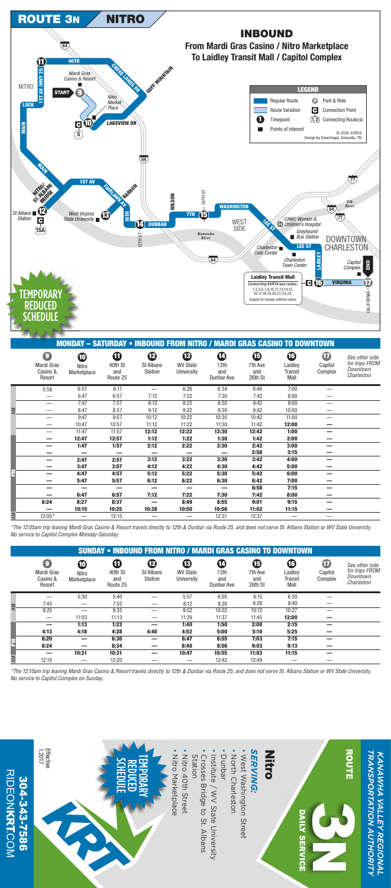# ROUTE 3N NITRO

## INBOUND

### From Mardi Gras Casino / Nitro Marketplace To Laidley Transit Mall / Capitol Complex

LEGEND

- Regular Route
- Route Variation
- Timepoint
- Points of Interest
- Park & Ride
- Connection Point
- Connecting Route(s)

© 2020, KVRTA
Design by Smartmaps, Knoxville, TN

NITRO
40TH
CROSS LANES DR
GOFF MOUNTAIN
Mardi Gras Casino & Resort
START
1ST AV /HWY 25
LOCK
MAIN
Nitro Market Place
LAKEVIEW DR
NITRO ST ALBANS BRIDGE
1ST AV
FAIRLAWN AV
BARRON
St Albans Station
West Virginia State University
16TH
DUNBAR
12TH ST
WILSON
26TH ST
7TH
WASHINGTON
WEST SIDE
Kanawha River
Elk River
LEE ST
CAMC Women & Children's Hospital
Greyhound Bus Station
Charleston Civic Center
Charleston Town Center
LEE ST
LAIDLEY
DOWNTOWN CHARLESTON
Capitol Complex
END
VIRGINIA
CALIFORNIA
Laidley Transit Mall
Connecting KVRTA bus routes: 1,2,5,6,7,8,10,11,13,14,15, 16,17,18,19,20,21,22,23.
Subject to change without notice.

TEMPORARY REDUCED SCHEDULE

## MONDAY – SATURDAY • INBOUND FROM NITRO / MARDI GRAS CASINO TO DOWNTOWN

| | 9 Mardi Gras Casino & Resort | 10 Nitro Marketplace | 11 40th St and Route 25 | 12 St Albans Station | 13 WV State University | 14 12th and Dunbar Ave | 15 7th Ave and 26th St | 16 Laidley Transit Mall | 17 Capitol Complex | See other side for trips FROM Downtown Charleston |
|---|---|---|---|---|---|---|---|---|---|---|
| AM | 5:58 | 6:01 | 6:11 | — | 6:26 | 6:34 | 6:46 | 7:00 | — | |
| AM | — | 6:47 | 6:57 | 7:12 | 7:22 | 7:30 | 7:42 | 8:00 | — | |
| AM | — | 7:47 | 7:57 | 8:12 | 8:22 | 8:30 | 8:42 | 9:00 | — | |
| AM | — | 8:47 | 8:57 | 9:12 | 9:22 | 9:30 | 9:42 | 10:00 | — | |
| AM | — | 9:47 | 9:57 | 10:12 | 10:22 | 10:30 | 10:42 | 11:00 | — | |
| AM | — | 10:47 | 10:57 | 11:12 | 11:22 | 11:30 | 11:42 | **12:00** | — | |
| AM | — | 11:47 | 11:57 | **12:12** | **12:22** | **12:30** | **12:42** | **1:00** | — | |
| PM | — | **12:47** | **12:57** | **1:12** | **1:22** | **1:30** | **1:42** | **2:00** | — | |
| PM | — | **1:47** | **1:57** | **2:12** | **2:22** | **2:30** | **2:42** | **3:00** | — | |
| PM | — | — | — | — | — | — | **2:58** | **3:15** | — | |
| PM | — | **2:47** | **2:57** | **3:12** | **3:22** | **3:30** | **3:42** | **4:00** | — | |
| PM | — | **3:47** | **3:57** | **4:12** | **4:22** | **4:30** | **4:42** | **5:00** | — | |
| PM | — | **4:47** | **4:57** | **5:12** | **5:22** | **5:30** | **5:42** | **6:00** | — | |
| PM | — | **5:47** | **5:57** | **6:12** | **6:22** | **6:30** | **6:42** | **7:00** | — | |
| PM | — | — | — | — | — | — | **6:58** | **7:15** | — | |
| PM | — | **6:47** | **6:57** | **7:12** | **7:22** | **7:30** | **7:42** | **8:00** | — | |
| PM | **8:24** | **8:27** | **8:37** | — | **8:49** | **8:55** | **9:01** | **9:15** | — | |
| PM | — | **10:15** | **10:25** | **10:38** | **10:50** | **10:56** | **11:02** | **11:15** | — | |
| AM | 12:05* | — | 12:15 | — | — | 12:31 | 12:37 | — | — | |

*The 12:05am trip leaving Mardi Gras Casino & Resort travels directly to 12th & Dunbar via Route 25, and does not serve St. Albans Station or WV State University. No service to Capitol Complex Monday-Saturday.*

## SUNDAY • INBOUND FROM NITRO / MARDI GRAS CASINO TO DOWNTOWN

| | 9 Mardi Gras Casino & Resort | 10 Nitro Marketplace | 11 40th St and Route 25 | 12 St Albans Station | 13 WV State University | 14 12th and Dunbar Ave | 15 7th Ave and 26th St | 16 Laidley Transit Mall | 17 Capitol Complex | See other side for trips FROM Downtown Charleston |
|---|---|---|---|---|---|---|---|---|---|---|
| AM | — | 5:30 | 5:40 | — | 5:57 | 6:05 | 6:15 | 6:30 | — | |
| AM | 7:45 | — | 7:55 | — | 8:12 | 8:20 | 8:28 | 8:40 | — | |
| AM | 9:25 | — | 9:35 | — | 9:52 | 10:02 | 10:12 | 10:27 | — | |
| AM | — | 11:03 | 11:13 | — | 11:29 | 11:37 | 11:45 | **12:00** | — | |
| PM | — | **1:13** | **1:23** | — | **1:40** | **1:50** | **2:00** | **2:15** | — | |
| PM | **4:13** | **4:18** | **4:28** | **4:40** | **4:52** | **5:00** | **5:10** | **5:25** | — | |
| PM | **6:20** | — | **6:30** | — | **6:47** | **6:55** | **7:03** | **7:15** | — | |
| PM | **8:24** | — | **8:34** | — | **8:48** | **8:56** | **9:03** | **9:13** | — | |
| PM | — | **10:21** | **10:31** | — | **10:47** | **10:55** | **11:03** | **11:15** | — | |
| AM | 12:10 | — | 12:20 | — | — | 12:42 | 12:49 | — | — | |

*The 12:10am trip leaving Mardi Gras Casino & Resort travels directly to 12th & Dunbar via Route 25, and does not serve St. Albans Station or WV State University. No service to Capitol Complex on Sunday.*

*KANAWHA VALLEY REGIONAL TRANSPORTATION AUTHORITY*

**ROUTE 3N**

**DAILY SERVICE**

# Nitro

***SERVING:***

- West Washington Street
- North Charleston
- Dunbar
- Institute / WV State University
- Crosses Bridge to St. Albans Station
- Nitro 40th Street
- Nitro Marketplace

TEMPORARY REDUCED SCHEDULE

KRT

Effective 1.2017

**304-343-7586**

RIDEON**KRT**.COM